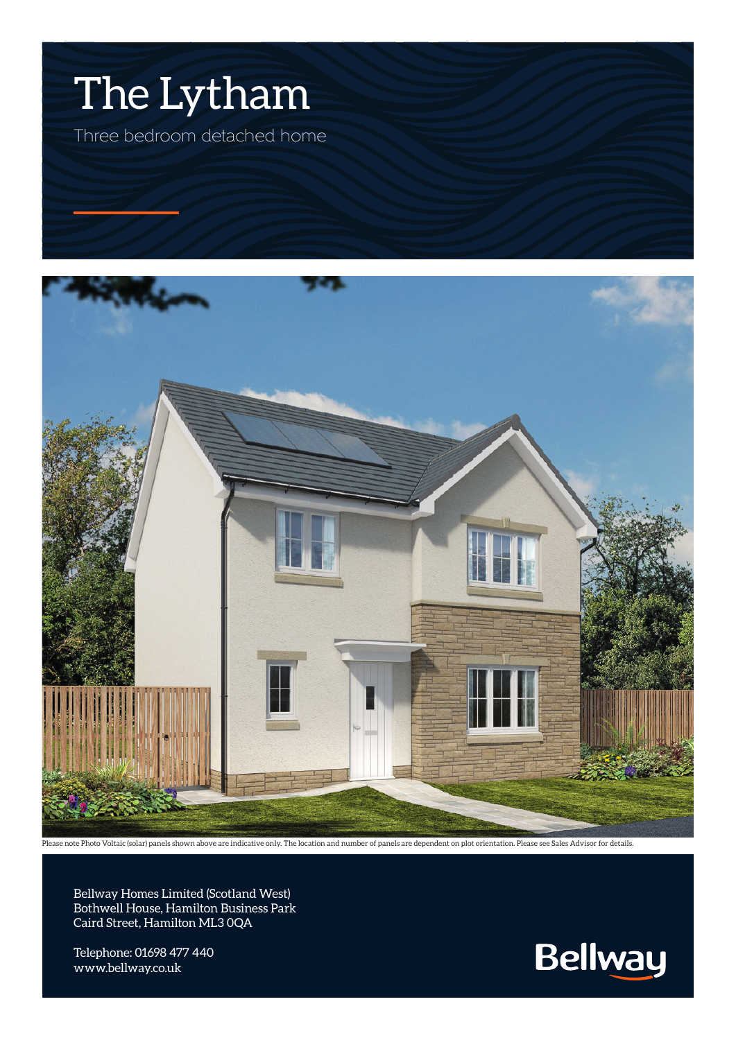# The Lytham

Three bedroom detached home

Please note Photo Voltaic (solar) panels shown above are indicative only. The location and number of panels are dependent on plot orientation. Please see Sales Advisor for details.

Bellway Homes Limited (Scotland West)
Bothwell House, Hamilton Business Park
Caird Street, Hamilton ML3 0QA

Telephone: 01698 477 440
www.bellway.co.uk

Bellway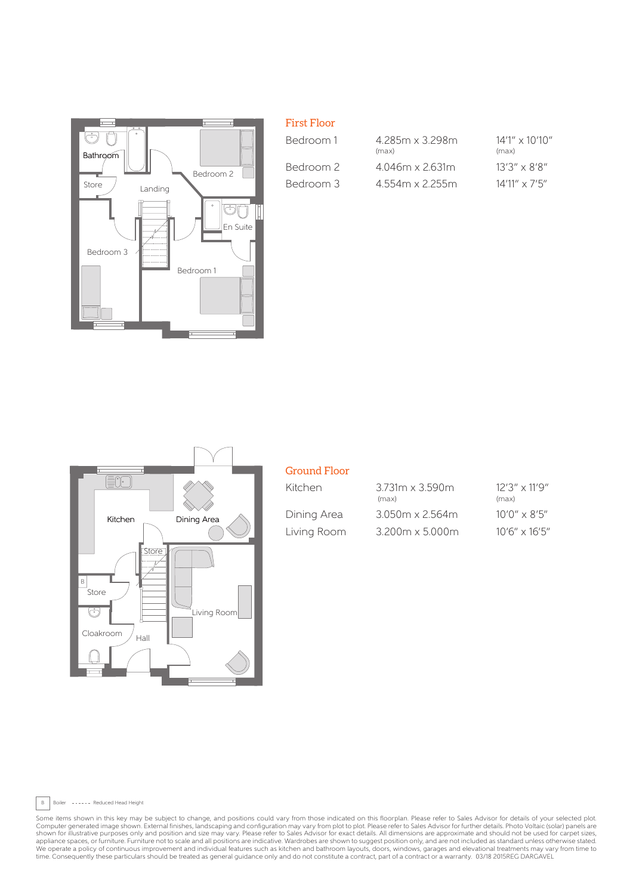## First Floor

| | | |
|---|---|---|
| Bedroom 1 | 4.285m x 3.298m (max) | 14'1" x 10'10" (max) |
| Bedroom 2 | 4.046m x 2.631m | 13'3" x 8'8" |
| Bedroom 3 | 4.554m x 2.255m | 14'11" x 7'5" |

## Ground Floor

| | | |
|---|---|---|
| Kitchen | 3.731m x 3.590m (max) | 12'3" x 11'9" (max) |
| Dining Area | 3.050m x 2.564m | 10'0" x 8'5" |
| Living Room | 3.200m x 5.000m | 10'6" x 16'5" |

B Boiler ------ Reduced Head Height

Some items shown in this key may be subject to change, and positions could vary from those indicated on this floorplan. Please refer to Sales Advisor for details of your selected plot. Computer generated image shown. External finishes, landscaping and configuration may vary from plot to plot. Please refer to Sales Advisor for further details. Photo Voltaic (solar) panels are shown for illustrative purposes only and position and size may vary. Please refer to Sales Advisor for exact details. All dimensions are approximate and should not be used for carpet sizes, appliance spaces, or furniture. Furniture not to scale and all positions are indicative. Wardrobes are shown to suggest position only, and are not included as standard unless otherwise stated. We operate a policy of continuous improvement and individual features such as kitchen and bathroom layouts, doors, windows, garages and elevational treatments may vary from time to time. Consequently these particulars should be treated as general guidance only and do not constitute a contract, part of a contract or a warranty. 03/18 2015REG DARGAVEL